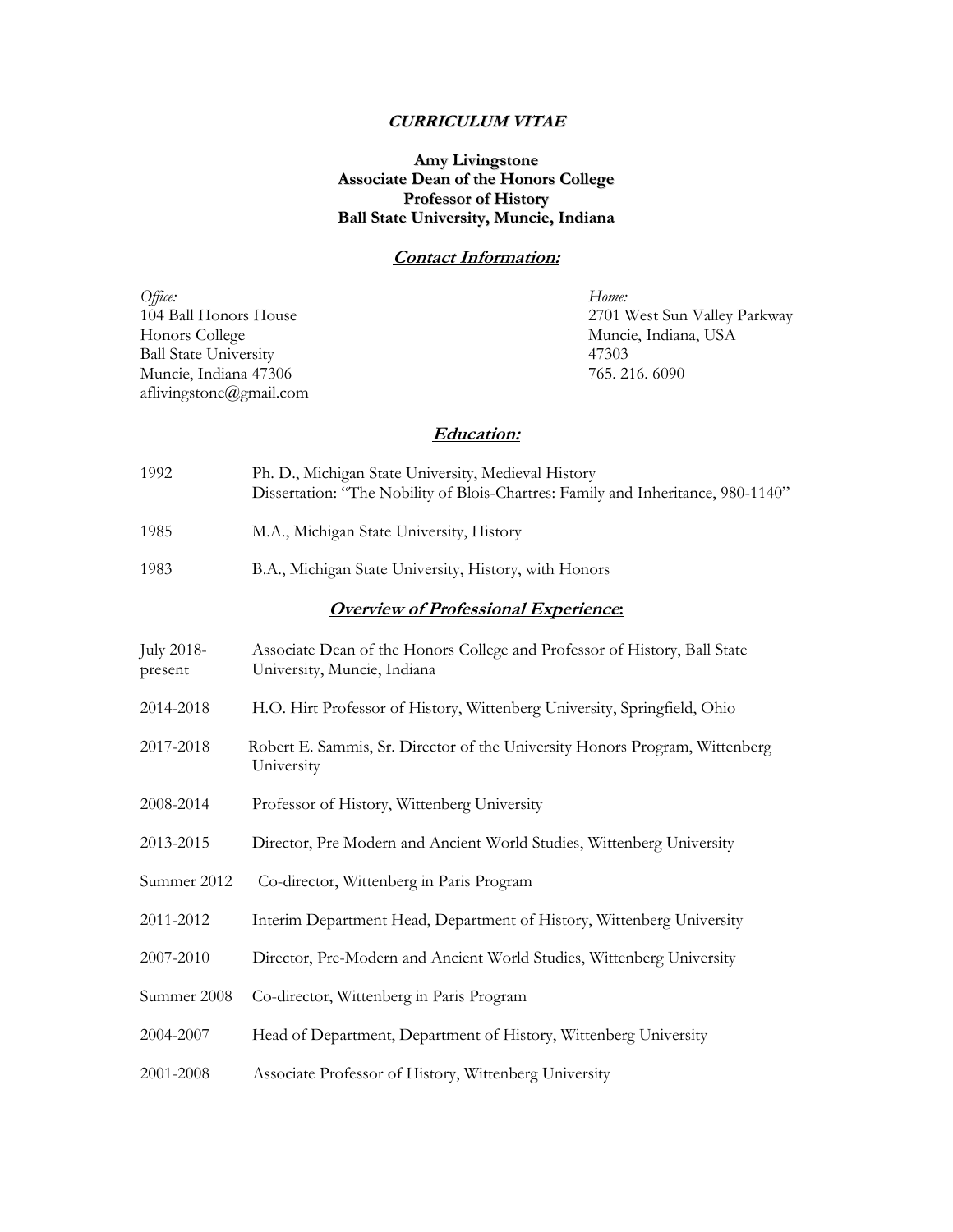# ***CURRICULUM VITAE***

**Amy Livingstone**
**Associate Dean of the Honors College**
**Professor of History**
**Ball State University, Muncie, Indiana**

## ***Contact Information:***

*Office:*
104 Ball Honors House
Honors College
Ball State University
Muncie, Indiana 47306
aflivingstone@gmail.com

*Home:*
2701 West Sun Valley Parkway
Muncie, Indiana, USA
47303
765. 216. 6090

## ***Education:***

| | |
|---|---|
| 1992 | Ph. D., Michigan State University, Medieval History<br>Dissertation: "The Nobility of Blois-Chartres: Family and Inheritance, 980-1140" |
| 1985 | M.A., Michigan State University, History |
| 1983 | B.A., Michigan State University, History, with Honors |

## ***Overview of Professional Experience:***

| | |
|---|---|
| July 2018-present | Associate Dean of the Honors College and Professor of History, Ball State University, Muncie, Indiana |
| 2014-2018 | H.O. Hirt Professor of History, Wittenberg University, Springfield, Ohio |
| 2017-2018 | Robert E. Sammis, Sr. Director of the University Honors Program, Wittenberg University |
| 2008-2014 | Professor of History, Wittenberg University |
| 2013-2015 | Director, Pre Modern and Ancient World Studies, Wittenberg University |
| Summer 2012 | Co-director, Wittenberg in Paris Program |
| 2011-2012 | Interim Department Head, Department of History, Wittenberg University |
| 2007-2010 | Director, Pre-Modern and Ancient World Studies, Wittenberg University |
| Summer 2008 | Co-director, Wittenberg in Paris Program |
| 2004-2007 | Head of Department, Department of History, Wittenberg University |
| 2001-2008 | Associate Professor of History, Wittenberg University |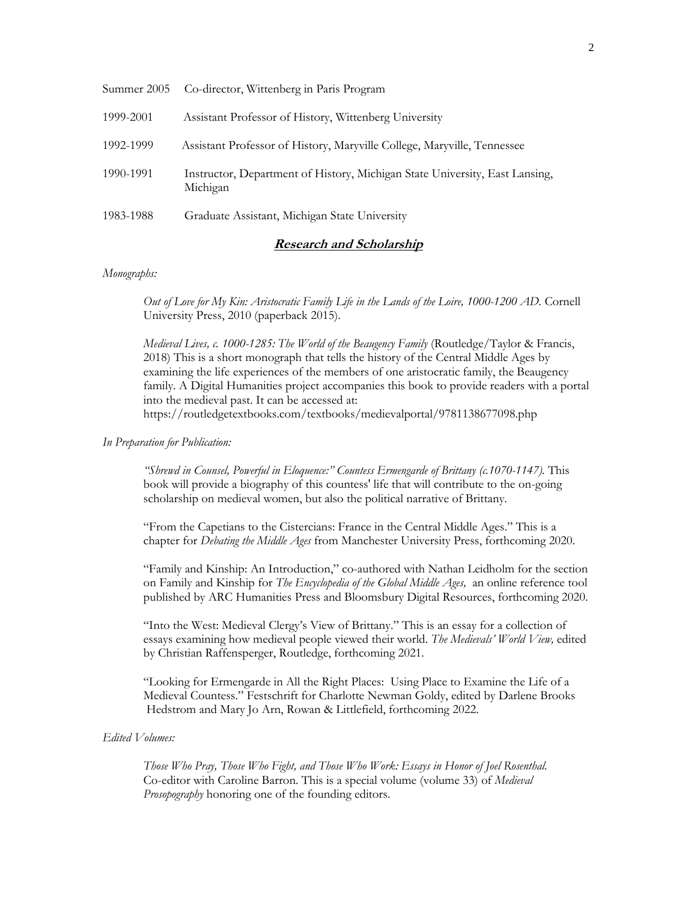Summer 2005 Co-director, Wittenberg in Paris Program

1999-2001 Assistant Professor of History, Wittenberg University

1992-1999 Assistant Professor of History, Maryville College, Maryville, Tennessee

1990-1991 Instructor, Department of History, Michigan State University, East Lansing, Michigan

1983-1988 Graduate Assistant, Michigan State University

## Research and Scholarship

*Monographs:*

*Out of Love for My Kin: Aristocratic Family Life in the Lands of the Loire, 1000-1200 AD.* Cornell University Press, 2010 (paperback 2015).

*Medieval Lives, c. 1000-1285: The World of the Beaugency Family* (Routledge/Taylor & Francis, 2018) This is a short monograph that tells the history of the Central Middle Ages by examining the life experiences of the members of one aristocratic family, the Beaugency family. A Digital Humanities project accompanies this book to provide readers with a portal into the medieval past. It can be accessed at: https://routledgetextbooks.com/textbooks/medievalportal/9781138677098.php

*In Preparation for Publication:*

*"Shrewd in Counsel, Powerful in Eloquence:" Countess Ermengarde of Brittany (c.1070-1147).* This book will provide a biography of this countess' life that will contribute to the on-going scholarship on medieval women, but also the political narrative of Brittany.

"From the Capetians to the Cistercians: France in the Central Middle Ages." This is a chapter for *Debating the Middle Ages* from Manchester University Press, forthcoming 2020.

"Family and Kinship: An Introduction," co-authored with Nathan Leidholm for the section on Family and Kinship for *The Encyclopedia of the Global Middle Ages,* an online reference tool published by ARC Humanities Press and Bloomsbury Digital Resources, forthcoming 2020.

"Into the West: Medieval Clergy's View of Brittany." This is an essay for a collection of essays examining how medieval people viewed their world. *The Medievals' World View,* edited by Christian Raffensperger, Routledge, forthcoming 2021.

"Looking for Ermengarde in All the Right Places: Using Place to Examine the Life of a Medieval Countess." Festschrift for Charlotte Newman Goldy, edited by Darlene Brooks Hedstrom and Mary Jo Arn, Rowan & Littlefield, forthcoming 2022.

*Edited Volumes:*

*Those Who Pray, Those Who Fight, and Those Who Work: Essays in Honor of Joel Rosenthal.* Co-editor with Caroline Barron. This is a special volume (volume 33) of *Medieval Prosopography* honoring one of the founding editors.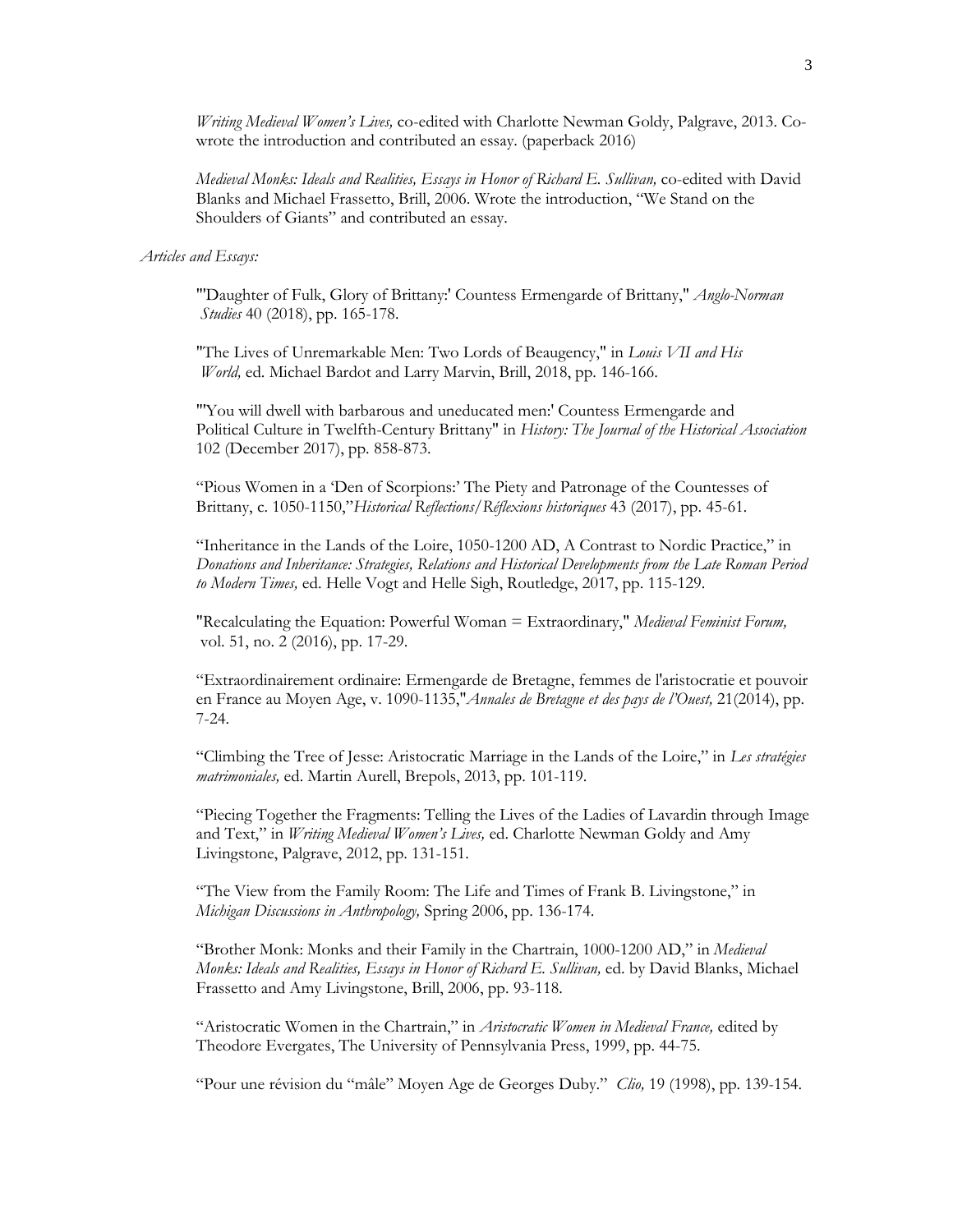*Writing Medieval Women's Lives,* co-edited with Charlotte Newman Goldy, Palgrave, 2013. Co-wrote the introduction and contributed an essay. (paperback 2016)

*Medieval Monks: Ideals and Realities, Essays in Honor of Richard E. Sullivan,* co-edited with David Blanks and Michael Frassetto, Brill, 2006. Wrote the introduction, "We Stand on the Shoulders of Giants" and contributed an essay.

*Articles and Essays:*

"'Daughter of Fulk, Glory of Brittany:' Countess Ermengarde of Brittany," *Anglo-Norman Studies* 40 (2018), pp. 165-178.

"The Lives of Unremarkable Men: Two Lords of Beaugency," in *Louis VII and His World,* ed. Michael Bardot and Larry Marvin, Brill, 2018, pp. 146-166.

"'You will dwell with barbarous and uneducated men:' Countess Ermengarde and Political Culture in Twelfth-Century Brittany" in *History: The Journal of the Historical Association* 102 (December 2017), pp. 858-873.

"Pious Women in a 'Den of Scorpions:' The Piety and Patronage of the Countesses of Brittany, c. 1050-1150,"*Historical Reflections/Réflexions historiques* 43 (2017), pp. 45-61.

"Inheritance in the Lands of the Loire, 1050-1200 AD, A Contrast to Nordic Practice," in *Donations and Inheritance: Strategies, Relations and Historical Developments from the Late Roman Period to Modern Times,* ed. Helle Vogt and Helle Sigh, Routledge, 2017, pp. 115-129.

"Recalculating the Equation: Powerful Woman = Extraordinary," *Medieval Feminist Forum,* vol. 51, no. 2 (2016), pp. 17-29.

"Extraordinairement ordinaire: Ermengarde de Bretagne, femmes de l'aristocratie et pouvoir en France au Moyen Age, v. 1090-1135,"*Annales de Bretagne et des pays de l'Ouest,* 21(2014), pp. 7-24.

"Climbing the Tree of Jesse: Aristocratic Marriage in the Lands of the Loire," in *Les stratégies matrimoniales,* ed. Martin Aurell, Brepols, 2013, pp. 101-119.

"Piecing Together the Fragments: Telling the Lives of the Ladies of Lavardin through Image and Text," in *Writing Medieval Women's Lives,* ed. Charlotte Newman Goldy and Amy Livingstone, Palgrave, 2012, pp. 131-151.

"The View from the Family Room: The Life and Times of Frank B. Livingstone," in *Michigan Discussions in Anthropology,* Spring 2006, pp. 136-174.

"Brother Monk: Monks and their Family in the Chartrain, 1000-1200 AD," in *Medieval Monks: Ideals and Realities, Essays in Honor of Richard E. Sullivan,* ed. by David Blanks, Michael Frassetto and Amy Livingstone, Brill, 2006, pp. 93-118.

"Aristocratic Women in the Chartrain," in *Aristocratic Women in Medieval France,* edited by Theodore Evergates, The University of Pennsylvania Press, 1999, pp. 44-75.

"Pour une révision du "mâle" Moyen Age de Georges Duby." *Clio,* 19 (1998), pp. 139-154.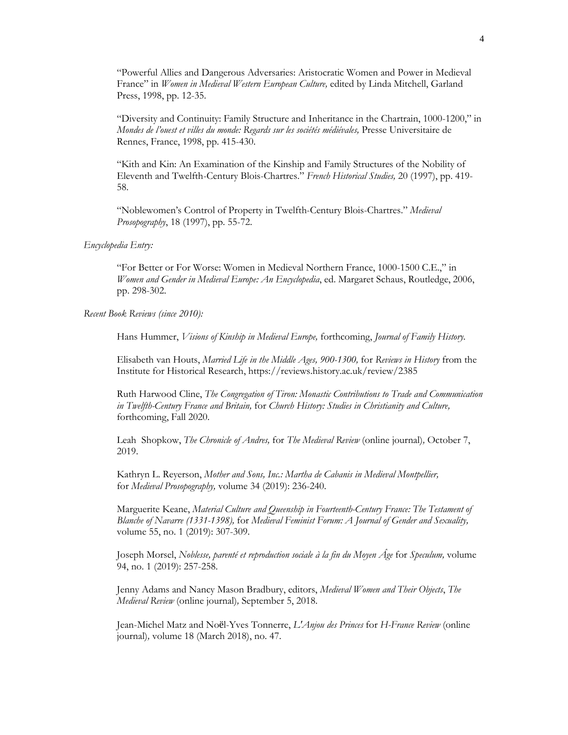"Powerful Allies and Dangerous Adversaries: Aristocratic Women and Power in Medieval France" in *Women in Medieval Western European Culture,* edited by Linda Mitchell, Garland Press, 1998, pp. 12-35.

"Diversity and Continuity: Family Structure and Inheritance in the Chartrain, 1000-1200," in *Mondes de l'ouest et villes du monde: Regards sur les sociétés médiévales,* Presse Universitaire de Rennes, France, 1998, pp. 415-430.

"Kith and Kin: An Examination of the Kinship and Family Structures of the Nobility of Eleventh and Twelfth-Century Blois-Chartres." *French Historical Studies,* 20 (1997), pp. 419-58.

"Noblewomen's Control of Property in Twelfth-Century Blois-Chartres." *Medieval Prosopography*, 18 (1997), pp. 55-72.

*Encyclopedia Entry:*

"For Better or For Worse: Women in Medieval Northern France, 1000-1500 C.E.," in *Women and Gender in Medieval Europe: An Encyclopedia*, ed. Margaret Schaus, Routledge, 2006, pp. 298-302.

*Recent Book Reviews (since 2010):*

Hans Hummer, *Visions of Kinship in Medieval Europe,* forthcoming, *Journal of Family History.*

Elisabeth van Houts, *Married Life in the Middle Ages, 900-1300,* for *Reviews in History* from the Institute for Historical Research, https://reviews.history.ac.uk/review/2385

Ruth Harwood Cline, *The Congregation of Tiron: Monastic Contributions to Trade and Communication in Twelfth-Century France and Britain,* for *Church History: Studies in Christianity and Culture,* forthcoming, Fall 2020.

Leah Shopkow, *The Chronicle of Andres,* for *The Medieval Review* (online journal)*,* October 7, 2019.

Kathryn L. Reyerson, *Mother and Sons, Inc.: Martha de Cabanis in Medieval Montpellier,* for *Medieval Prosopography,* volume 34 (2019): 236-240.

Marguerite Keane, *Material Culture and Queenship in Fourteenth-Century France: The Testament of Blanche of Navarre (1331-1398),* for *Medieval Feminist Forum: A Journal of Gender and Sexuality,* volume 55, no. 1 (2019): 307-309.

Joseph Morsel, *Noblesse, parenté et reproduction sociale à la fin du Moyen Âge* for *Speculum,* volume 94, no. 1 (2019): 257-258.

Jenny Adams and Nancy Mason Bradbury, editors, *Medieval Women and Their Objects*, *The Medieval Review* (online journal)*,* September 5, 2018.

Jean-Michel Matz and Noël-Yves Tonnerre, *L'Anjou des Princes* for *H-France Review* (online journal)*,* volume 18 (March 2018), no. 47.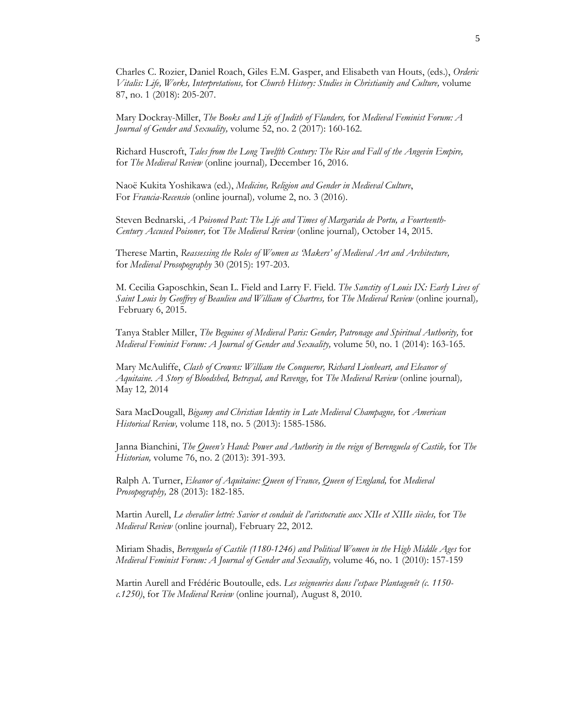Charles C. Rozier, Daniel Roach, Giles E.M. Gasper, and Elisabeth van Houts, (eds.), *Orderic Vitalis: Life, Works, Interpretations,* for *Church History: Studies in Christianity and Culture,* volume 87, no. 1 (2018): 205-207.

Mary Dockray-Miller, *The Books and Life of Judith of Flanders,* for *Medieval Feminist Forum: A Journal of Gender and Sexuality,* volume 52, no. 2 (2017): 160-162.

Richard Huscroft, *Tales from the Long Twelfth Century: The Rise and Fall of the Angevin Empire,* for *The Medieval Review* (online journal)*,* December 16, 2016.

Naoë Kukita Yoshikawa (ed.), *Medicine, Religion and Gender in Medieval Culture*, For *Francia-Recensio* (online journal)*,* volume 2, no. 3 (2016).

Steven Bednarski, *A Poisoned Past: The Life and Times of Margarida de Portu, a Fourteenth-Century Accused Poisoner,* for *The Medieval Review* (online journal)*,* October 14, 2015.

Therese Martin, *Reassessing the Roles of Women as 'Makers' of Medieval Art and Architecture,* for *Medieval Prosopography* 30 (2015): 197-203.

M. Cecilia Gaposchkin, Sean L. Field and Larry F. Field. *The Sanctity of Louis IX: Early Lives of Saint Louis by Geoffrey of Beaulieu and William of Chartres,* for *The Medieval Review* (online journal)*,* February 6, 2015.

Tanya Stabler Miller, *The Beguines of Medieval Paris: Gender, Patronage and Spiritual Authority,* for *Medieval Feminist Forum: A Journal of Gender and Sexuality,* volume 50, no. 1 (2014): 163-165.

Mary McAuliffe, *Clash of Crowns: William the Conqueror, Richard Lionheart, and Eleanor of Aquitaine. A Story of Bloodshed, Betrayal, and Revenge,* for *The Medieval Review* (online journal)*,* May 12*,* 2014

Sara MacDougall, *Bigamy and Christian Identity in Late Medieval Champagne,* for *American Historical Review,* volume 118, no. 5 (2013): 1585-1586.

Janna Bianchini, *The Queen's Hand: Power and Authority in the reign of Berenguela of Castile,* for *The Historian,* volume 76, no. 2 (2013): 391-393.

Ralph A. Turner, *Eleanor of Aquitaine: Queen of France, Queen of England,* for *Medieval Prosopography,* 28 (2013): 182-185.

Martin Aurell, *Le chevalier lettré: Savior et conduit de l'aristocratie aux XIIe et XIIIe siècles,* for *The Medieval Review* (online journal)*,* February 22, 2012.

Miriam Shadis, *Berenguela of Castile (1180-1246) and Political Women in the High Middle Ages* for *Medieval Feminist Forum: A Journal of Gender and Sexuality,* volume 46, no. 1 (2010): 157-159

Martin Aurell and Frédéric Boutoulle, eds. *Les seigneuries dans l'espace Plantagenêt (c. 1150-c.1250)*, for *The Medieval Review* (online journal)*,* August 8, 2010.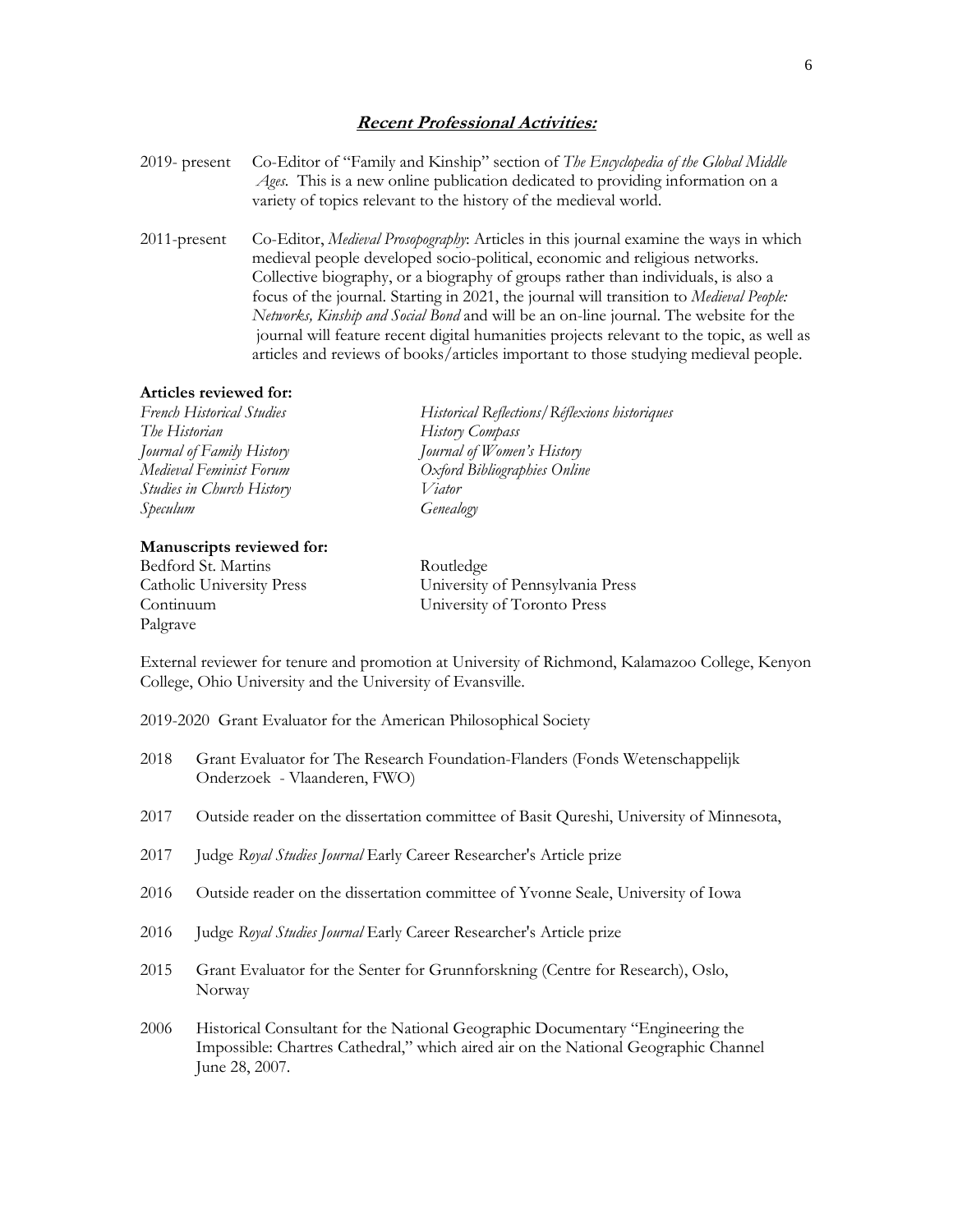## ***Recent Professional Activities:***

2019- present Co-Editor of "Family and Kinship" section of *The Encyclopedia of the Global Middle Ages*. This is a new online publication dedicated to providing information on a variety of topics relevant to the history of the medieval world.

2011-present Co-Editor, *Medieval Prosopography*: Articles in this journal examine the ways in which medieval people developed socio-political, economic and religious networks. Collective biography, or a biography of groups rather than individuals, is also a focus of the journal. Starting in 2021, the journal will transition to *Medieval People: Networks, Kinship and Social Bond* and will be an on-line journal. The website for the journal will feature recent digital humanities projects relevant to the topic, as well as articles and reviews of books/articles important to those studying medieval people.

**Articles reviewed for:**

*French Historical Studies*
*The Historian*
*Journal of Family History*
*Medieval Feminist Forum*
*Studies in Church History*
*Speculum*
*Historical Reflections/Réflexions historiques*
*History Compass*
*Journal of Women's History*
*Oxford Bibliographies Online*
*Viator*
*Genealogy*

**Manuscripts reviewed for:**

Bedford St. Martins
Catholic University Press
Continuum
Palgrave
Routledge
University of Pennsylvania Press
University of Toronto Press

External reviewer for tenure and promotion at University of Richmond, Kalamazoo College, Kenyon College, Ohio University and the University of Evansville.

2019-2020 Grant Evaluator for the American Philosophical Society

2018 Grant Evaluator for The Research Foundation-Flanders (Fonds Wetenschappelijk Onderzoek - Vlaanderen, FWO)

2017 Outside reader on the dissertation committee of Basit Qureshi, University of Minnesota,

2017 Judge *Royal Studies Journal* Early Career Researcher's Article prize

2016 Outside reader on the dissertation committee of Yvonne Seale, University of Iowa

2016 Judge *Royal Studies Journal* Early Career Researcher's Article prize

2015 Grant Evaluator for the Senter for Grunnforskning (Centre for Research), Oslo, Norway

2006 Historical Consultant for the National Geographic Documentary "Engineering the Impossible: Chartres Cathedral," which aired air on the National Geographic Channel June 28, 2007.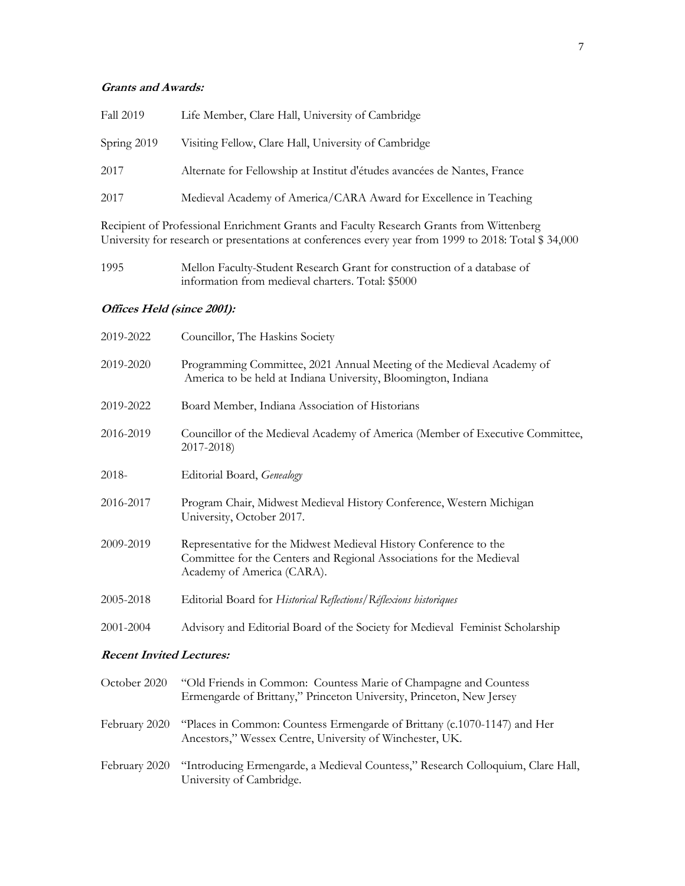### ***Grants and Awards:***

Fall 2019 Life Member, Clare Hall, University of Cambridge

Spring 2019 Visiting Fellow, Clare Hall, University of Cambridge

2017 Alternate for Fellowship at Institut d'études avancées de Nantes, France

2017 Medieval Academy of America/CARA Award for Excellence in Teaching

Recipient of Professional Enrichment Grants and Faculty Research Grants from Wittenberg University for research or presentations at conferences every year from 1999 to 2018: Total $ 34,000

1995 Mellon Faculty-Student Research Grant for construction of a database of information from medieval charters. Total: $5000

### ***Offices Held (since 2001):***

2019-2022 Councillor, The Haskins Society

2019-2020 Programming Committee, 2021 Annual Meeting of the Medieval Academy of America to be held at Indiana University, Bloomington, Indiana

2019-2022 Board Member, Indiana Association of Historians

2016-2019 Councillor of the Medieval Academy of America (Member of Executive Committee, 2017-2018)

2018- Editorial Board, *Genealogy*

2016-2017 Program Chair, Midwest Medieval History Conference, Western Michigan University, October 2017.

2009-2019 Representative for the Midwest Medieval History Conference to the Committee for the Centers and Regional Associations for the Medieval Academy of America (CARA).

2005-2018 Editorial Board for *Historical Reflections/Réflexions historiques*

2001-2004 Advisory and Editorial Board of the Society for Medieval Feminist Scholarship

### ***Recent Invited Lectures:***

October 2020 "Old Friends in Common: Countess Marie of Champagne and Countess Ermengarde of Brittany," Princeton University, Princeton, New Jersey

February 2020 "Places in Common: Countess Ermengarde of Brittany (c.1070-1147) and Her Ancestors," Wessex Centre, University of Winchester, UK.

February 2020 "Introducing Ermengarde, a Medieval Countess," Research Colloquium, Clare Hall, University of Cambridge.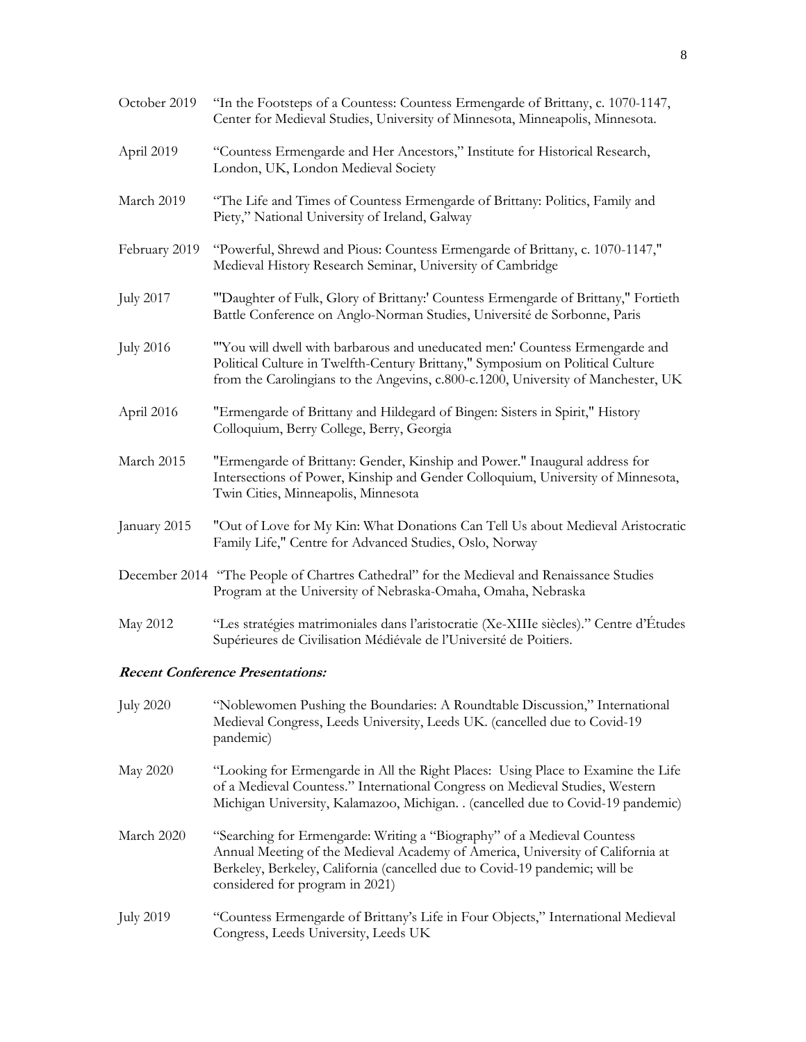October 2019 "In the Footsteps of a Countess: Countess Ermengarde of Brittany, c. 1070-1147, Center for Medieval Studies, University of Minnesota, Minneapolis, Minnesota.

April 2019 "Countess Ermengarde and Her Ancestors," Institute for Historical Research, London, UK, London Medieval Society

March 2019 "The Life and Times of Countess Ermengarde of Brittany: Politics, Family and Piety," National University of Ireland, Galway

February 2019 "Powerful, Shrewd and Pious: Countess Ermengarde of Brittany, c. 1070-1147," Medieval History Research Seminar, University of Cambridge

July 2017 "'Daughter of Fulk, Glory of Brittany:' Countess Ermengarde of Brittany," Fortieth Battle Conference on Anglo-Norman Studies, Université de Sorbonne, Paris

July 2016 "'You will dwell with barbarous and uneducated men:' Countess Ermengarde and Political Culture in Twelfth-Century Brittany," Symposium on Political Culture from the Carolingians to the Angevins, c.800-c.1200, University of Manchester, UK

April 2016 "Ermengarde of Brittany and Hildegard of Bingen: Sisters in Spirit," History Colloquium, Berry College, Berry, Georgia

March 2015 "Ermengarde of Brittany: Gender, Kinship and Power." Inaugural address for Intersections of Power, Kinship and Gender Colloquium, University of Minnesota, Twin Cities, Minneapolis, Minnesota

January 2015 "Out of Love for My Kin: What Donations Can Tell Us about Medieval Aristocratic Family Life," Centre for Advanced Studies, Oslo, Norway

December 2014 "The People of Chartres Cathedral" for the Medieval and Renaissance Studies Program at the University of Nebraska-Omaha, Omaha, Nebraska

May 2012 "Les stratégies matrimoniales dans l'aristocratie (Xe-XIIIe siècles)." Centre d'Études Supérieures de Civilisation Médiévale de l'Université de Poitiers.

***Recent Conference Presentations:***

July 2020 "Noblewomen Pushing the Boundaries: A Roundtable Discussion," International Medieval Congress, Leeds University, Leeds UK. (cancelled due to Covid-19 pandemic)

May 2020 "Looking for Ermengarde in All the Right Places: Using Place to Examine the Life of a Medieval Countess." International Congress on Medieval Studies, Western Michigan University, Kalamazoo, Michigan. . (cancelled due to Covid-19 pandemic)

March 2020 "Searching for Ermengarde: Writing a "Biography" of a Medieval Countess Annual Meeting of the Medieval Academy of America, University of California at Berkeley, Berkeley, California (cancelled due to Covid-19 pandemic; will be considered for program in 2021)

July 2019 "Countess Ermengarde of Brittany's Life in Four Objects," International Medieval Congress, Leeds University, Leeds UK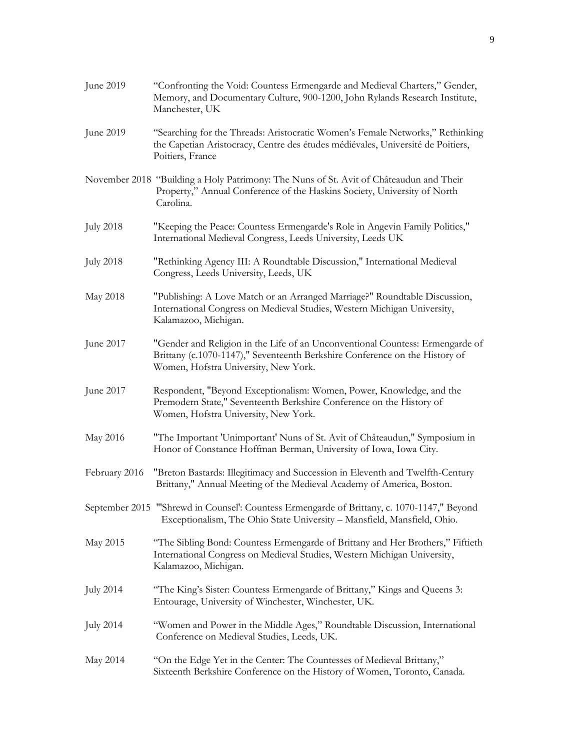June 2019 "Confronting the Void: Countess Ermengarde and Medieval Charters," Gender, Memory, and Documentary Culture, 900-1200, John Rylands Research Institute, Manchester, UK

June 2019 "Searching for the Threads: Aristocratic Women's Female Networks," Rethinking the Capetian Aristocracy, Centre des études médiévales, Université de Poitiers, Poitiers, France

November 2018 "Building a Holy Patrimony: The Nuns of St. Avit of Châteaudun and Their Property," Annual Conference of the Haskins Society, University of North Carolina.

July 2018 "Keeping the Peace: Countess Ermengarde's Role in Angevin Family Politics," International Medieval Congress, Leeds University, Leeds UK

July 2018 "Rethinking Agency III: A Roundtable Discussion," International Medieval Congress, Leeds University, Leeds, UK

May 2018 "Publishing: A Love Match or an Arranged Marriage?" Roundtable Discussion, International Congress on Medieval Studies, Western Michigan University, Kalamazoo, Michigan.

June 2017 "Gender and Religion in the Life of an Unconventional Countess: Ermengarde of Brittany (c.1070-1147)," Seventeenth Berkshire Conference on the History of Women, Hofstra University, New York.

June 2017 Respondent, "Beyond Exceptionalism: Women, Power, Knowledge, and the Premodern State," Seventeenth Berkshire Conference on the History of Women, Hofstra University, New York.

May 2016 "The Important 'Unimportant' Nuns of St. Avit of Châteaudun," Symposium in Honor of Constance Hoffman Berman, University of Iowa, Iowa City.

February 2016 "Breton Bastards: Illegitimacy and Succession in Eleventh and Twelfth-Century Brittany," Annual Meeting of the Medieval Academy of America, Boston.

September 2015 "'Shrewd in Counsel': Countess Ermengarde of Brittany, c. 1070-1147," Beyond Exceptionalism, The Ohio State University – Mansfield, Mansfield, Ohio.

May 2015 "The Sibling Bond: Countess Ermengarde of Brittany and Her Brothers," Fiftieth International Congress on Medieval Studies, Western Michigan University, Kalamazoo, Michigan.

July 2014 "The King's Sister: Countess Ermengarde of Brittany," Kings and Queens 3: Entourage, University of Winchester, Winchester, UK.

July 2014 "Women and Power in the Middle Ages," Roundtable Discussion, International Conference on Medieval Studies, Leeds, UK.

May 2014 "On the Edge Yet in the Center: The Countesses of Medieval Brittany," Sixteenth Berkshire Conference on the History of Women, Toronto, Canada.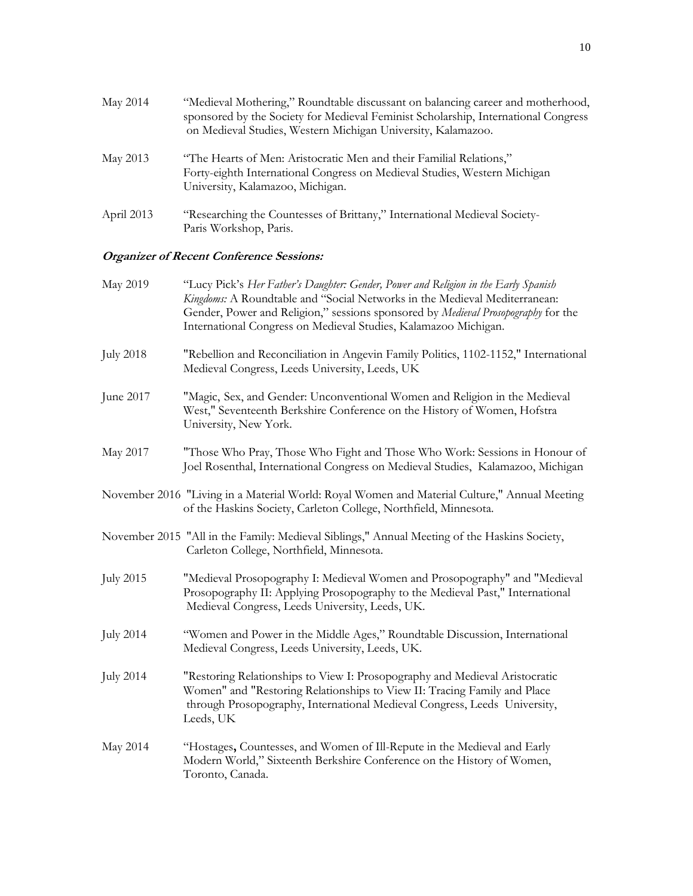May 2014 — "Medieval Mothering," Roundtable discussant on balancing career and motherhood, sponsored by the Society for Medieval Feminist Scholarship, International Congress on Medieval Studies, Western Michigan University, Kalamazoo.

May 2013 — "The Hearts of Men: Aristocratic Men and their Familial Relations," Forty-eighth International Congress on Medieval Studies, Western Michigan University, Kalamazoo, Michigan.

April 2013 — "Researching the Countesses of Brittany," International Medieval Society-Paris Workshop, Paris.

***Organizer of Recent Conference Sessions:***

May 2019 — "Lucy Pick's *Her Father's Daughter: Gender, Power and Religion in the Early Spanish Kingdoms:* A Roundtable and "Social Networks in the Medieval Mediterranean: Gender, Power and Religion," sessions sponsored by *Medieval Prosopography* for the International Congress on Medieval Studies, Kalamazoo Michigan.

July 2018 — "Rebellion and Reconciliation in Angevin Family Politics, 1102-1152," International Medieval Congress, Leeds University, Leeds, UK

June 2017 — "Magic, Sex, and Gender: Unconventional Women and Religion in the Medieval West," Seventeenth Berkshire Conference on the History of Women, Hofstra University, New York.

May 2017 — "Those Who Pray, Those Who Fight and Those Who Work: Sessions in Honour of Joel Rosenthal, International Congress on Medieval Studies, Kalamazoo, Michigan

November 2016 — "Living in a Material World: Royal Women and Material Culture," Annual Meeting of the Haskins Society, Carleton College, Northfield, Minnesota.

November 2015 — "All in the Family: Medieval Siblings," Annual Meeting of the Haskins Society, Carleton College, Northfield, Minnesota.

July 2015 — "Medieval Prosopography I: Medieval Women and Prosopography" and "Medieval Prosopography II: Applying Prosopography to the Medieval Past," International Medieval Congress, Leeds University, Leeds, UK.

July 2014 — "Women and Power in the Middle Ages," Roundtable Discussion, International Medieval Congress, Leeds University, Leeds, UK.

July 2014 — "Restoring Relationships to View I: Prosopography and Medieval Aristocratic Women" and "Restoring Relationships to View II: Tracing Family and Place through Prosopography, International Medieval Congress, Leeds University, Leeds, UK

May 2014 — "Hostages**,** Countesses, and Women of Ill-Repute in the Medieval and Early Modern World," Sixteenth Berkshire Conference on the History of Women, Toronto, Canada.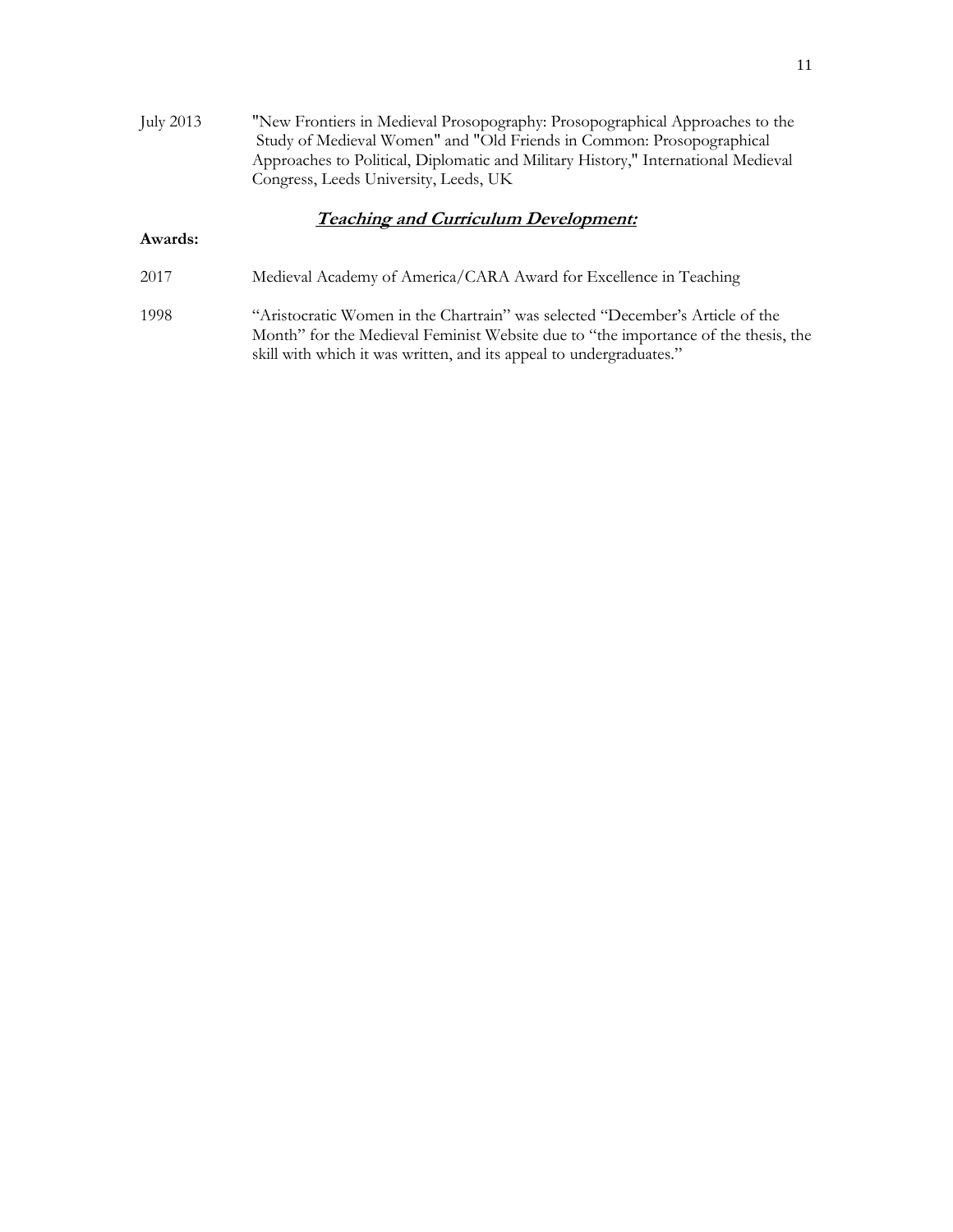July 2013 "New Frontiers in Medieval Prosopography: Prosopographical Approaches to the Study of Medieval Women" and "Old Friends in Common: Prosopographical Approaches to Political, Diplomatic and Military History," International Medieval Congress, Leeds University, Leeds, UK

## ***Teaching and Curriculum Development:***

**Awards:**

2017 Medieval Academy of America/CARA Award for Excellence in Teaching

1998 "Aristocratic Women in the Chartrain" was selected "December's Article of the Month" for the Medieval Feminist Website due to "the importance of the thesis, the skill with which it was written, and its appeal to undergraduates."